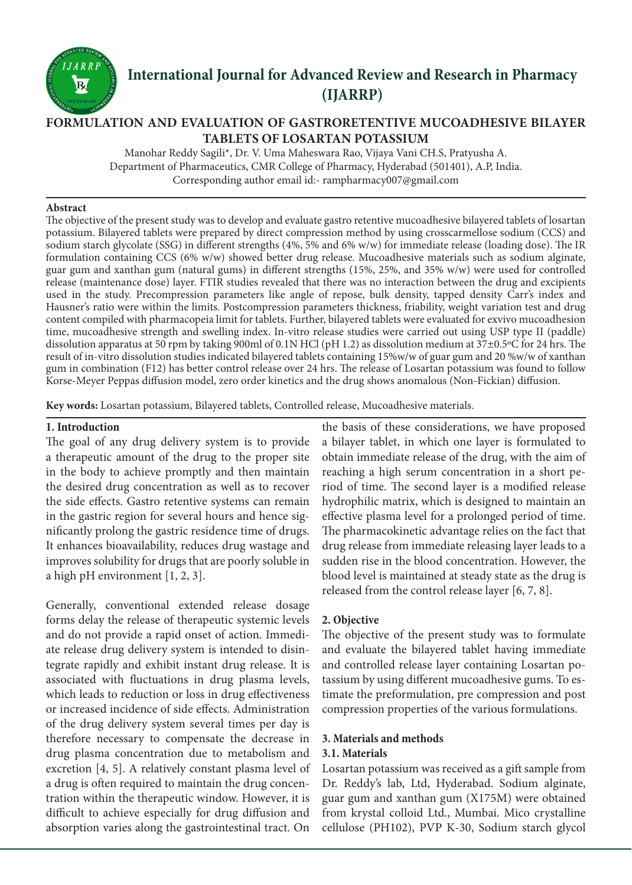# International Journal for Advanced Review and Research in Pharmacy (IJARRP)

## FORMULATION AND EVALUATION OF GASTRORETENTIVE MUCOADHESIVE BILAYER TABLETS OF LOSARTAN POTASSIUM

Manohar Reddy Sagili*, Dr. V. Uma Maheswara Rao, Vijaya Vani CH.S, Pratyusha A.
Department of Pharmaceutics, CMR College of Pharmacy, Hyderabad (501401), A.P, India.
Corresponding author email id:- rampharmacy007@gmail.com

**Abstract**

The objective of the present study was to develop and evaluate gastro retentive mucoadhesive bilayered tablets of losartan potassium. Bilayered tablets were prepared by direct compression method by using crosscarmellose sodium (CCS) and sodium starch glycolate (SSG) in different strengths (4%, 5% and 6% w/w) for immediate release (loading dose). The IR formulation containing CCS (6% w/w) showed better drug release. Mucoadhesive materials such as sodium alginate, guar gum and xanthan gum (natural gums) in different strengths (15%, 25%, and 35% w/w) were used for controlled release (maintenance dose) layer. FTIR studies revealed that there was no interaction between the drug and excipients used in the study. Precompression parameters like angle of repose, bulk density, tapped density Carr's index and Hausner's ratio were within the limits. Postcompression parameters thickness, friability, weight variation test and drug content compiled with pharmacopeia limit for tablets. Further, bilayered tablets were evaluated for exvivo mucoadhesion time, mucoadhesive strength and swelling index. In-vitro release studies were carried out using USP type II (paddle) dissolution apparatus at 50 rpm by taking 900ml of 0.1N HCl (pH 1.2) as dissolution medium at 37±0.5ºC for 24 hrs. The result of in-vitro dissolution studies indicated bilayered tablets containing 15%w/w of guar gum and 20 %w/w of xanthan gum in combination (F12) has better control release over 24 hrs. The release of Losartan potassium was found to follow Korse-Meyer Peppas diffusion model, zero order kinetics and the drug shows anomalous (Non-Fickian) diffusion.

**Key words:** Losartan potassium, Bilayered tablets, Controlled release, Mucoadhesive materials.

### 1. Introduction

The goal of any drug delivery system is to provide a therapeutic amount of the drug to the proper site in the body to achieve promptly and then maintain the desired drug concentration as well as to recover the side effects. Gastro retentive systems can remain in the gastric region for several hours and hence significantly prolong the gastric residence time of drugs. It enhances bioavailability, reduces drug wastage and improves solubility for drugs that are poorly soluble in a high pH environment [1, 2, 3].

Generally, conventional extended release dosage forms delay the release of therapeutic systemic levels and do not provide a rapid onset of action. Immediate release drug delivery system is intended to disintegrate rapidly and exhibit instant drug release. It is associated with fluctuations in drug plasma levels, which leads to reduction or loss in drug effectiveness or increased incidence of side effects. Administration of the drug delivery system several times per day is therefore necessary to compensate the decrease in drug plasma concentration due to metabolism and excretion [4, 5]. A relatively constant plasma level of a drug is often required to maintain the drug concentration within the therapeutic window. However, it is difficult to achieve especially for drug diffusion and absorption varies along the gastrointestinal tract. On the basis of these considerations, we have proposed a bilayer tablet, in which one layer is formulated to obtain immediate release of the drug, with the aim of reaching a high serum concentration in a short period of time. The second layer is a modified release hydrophilic matrix, which is designed to maintain an effective plasma level for a prolonged period of time. The pharmacokinetic advantage relies on the fact that drug release from immediate releasing layer leads to a sudden rise in the blood concentration. However, the blood level is maintained at steady state as the drug is released from the control release layer [6, 7, 8].

### 2. Objective

The objective of the present study was to formulate and evaluate the bilayered tablet having immediate and controlled release layer containing Losartan potassium by using different mucoadhesive gums. To estimate the preformulation, pre compression and post compression properties of the various formulations.

### 3. Materials and methods

#### 3.1. Materials

Losartan potassium was received as a gift sample from Dr. Reddy's lab, Ltd, Hyderabad. Sodium alginate, guar gum and xanthan gum (X175M) were obtained from krystal colloid Ltd., Mumbai. Mico crystalline cellulose (PH102), PVP K-30, Sodium starch glycol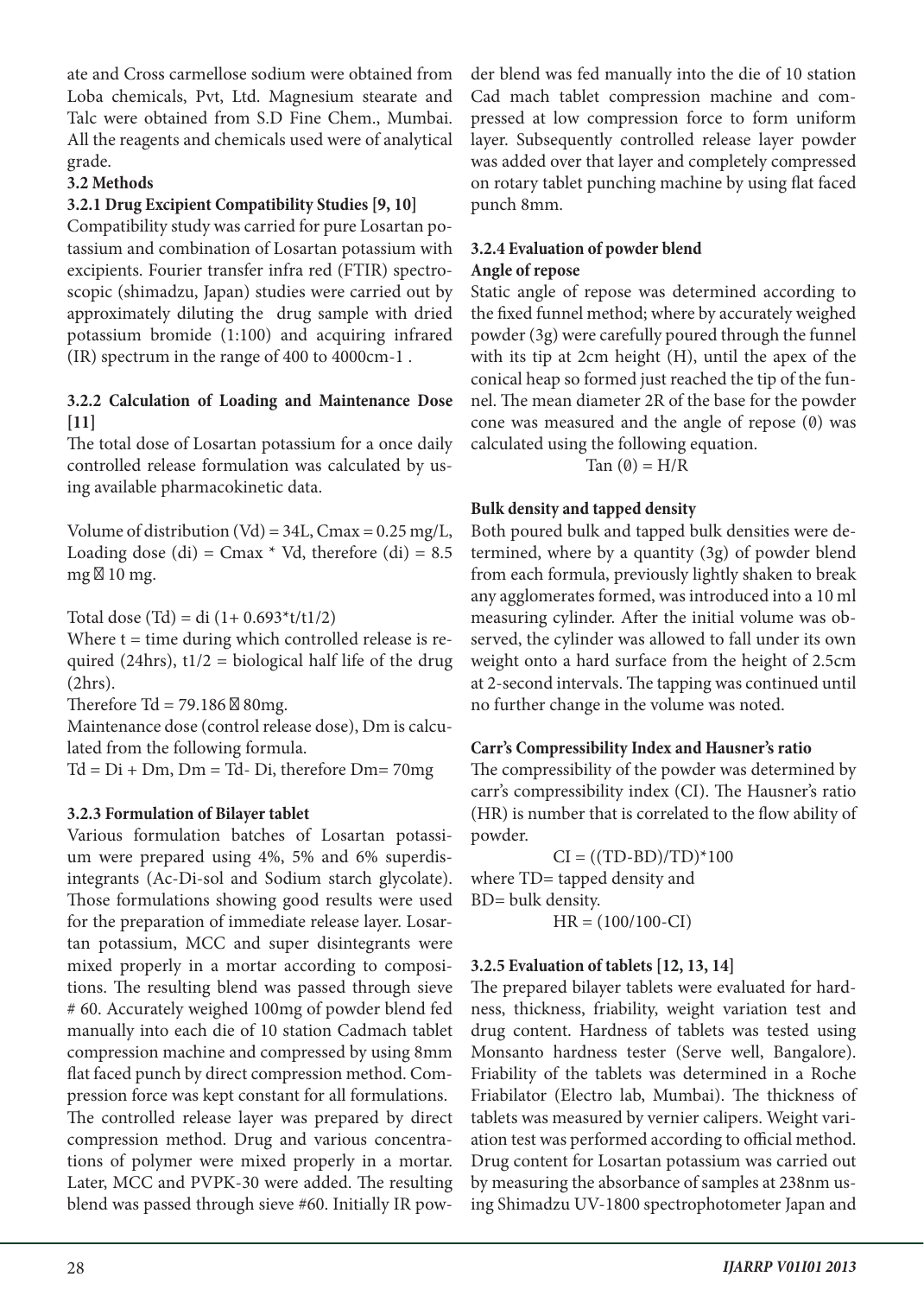ate and Cross carmellose sodium were obtained from Loba chemicals, Pvt, Ltd. Magnesium stearate and Talc were obtained from S.D Fine Chem., Mumbai. All the reagents and chemicals used were of analytical grade.

### 3.2 Methods

#### 3.2.1 Drug Excipient Compatibility Studies [9, 10]

Compatibility study was carried for pure Losartan potassium and combination of Losartan potassium with excipients. Fourier transfer infra red (FTIR) spectroscopic (shimadzu, Japan) studies were carried out by approximately diluting the drug sample with dried potassium bromide (1:100) and acquiring infrared (IR) spectrum in the range of 400 to 4000cm-1 .

#### 3.2.2 Calculation of Loading and Maintenance Dose [11]

The total dose of Losartan potassium for a once daily controlled release formulation was calculated by using available pharmacokinetic data.

Volume of distribution (Vd) = 34L, Cmax = 0.25 mg/L, Loading dose (di) = Cmax * Vd, therefore (di) = 8.5 mg ≈ 10 mg.

Total dose (Td) = di (1+ 0.693*t/t1/2)

Where t = time during which controlled release is required (24hrs), t1/2 = biological half life of the drug (2hrs).

Therefore Td = 79.186 ≈ 80mg.

Maintenance dose (control release dose), Dm is calculated from the following formula.

Td = Di + Dm, Dm = Td- Di, therefore Dm= 70mg

#### 3.2.3 Formulation of Bilayer tablet

Various formulation batches of Losartan potassium were prepared using 4%, 5% and 6% superdisintegrants (Ac-Di-sol and Sodium starch glycolate). Those formulations showing good results were used for the preparation of immediate release layer. Losartan potassium, MCC and super disintegrants were mixed properly in a mortar according to compositions. The resulting blend was passed through sieve # 60. Accurately weighed 100mg of powder blend fed manually into each die of 10 station Cadmach tablet compression machine and compressed by using 8mm flat faced punch by direct compression method. Compression force was kept constant for all formulations.

The controlled release layer was prepared by direct compression method. Drug and various concentrations of polymer were mixed properly in a mortar. Later, MCC and PVPK-30 were added. The resulting blend was passed through sieve #60. Initially IR powder blend was fed manually into the die of 10 station Cad mach tablet compression machine and compressed at low compression force to form uniform layer. Subsequently controlled release layer powder was added over that layer and completely compressed on rotary tablet punching machine by using flat faced punch 8mm.

#### 3.2.4 Evaluation of powder blend

**Angle of repose**

Static angle of repose was determined according to the fixed funnel method; where by accurately weighed powder (3g) were carefully poured through the funnel with its tip at 2cm height (H), until the apex of the conical heap so formed just reached the tip of the funnel. The mean diameter 2R of the base for the powder cone was measured and the angle of repose (∅) was calculated using the following equation.

$$\tan(\emptyset) = H/R$$

**Bulk density and tapped density**

Both poured bulk and tapped bulk densities were determined, where by a quantity (3g) of powder blend from each formula, previously lightly shaken to break any agglomerates formed, was introduced into a 10 ml measuring cylinder. After the initial volume was observed, the cylinder was allowed to fall under its own weight onto a hard surface from the height of 2.5cm at 2-second intervals. The tapping was continued until no further change in the volume was noted.

**Carr's Compressibility Index and Hausner's ratio**

The compressibility of the powder was determined by carr's compressibility index (CI). The Hausner's ratio (HR) is number that is correlated to the flow ability of powder.

$$CI = ((TD-BD)/TD)*100$$

where TD= tapped density and
BD= bulk density.

$$HR = (100/100-CI)$$

#### 3.2.5 Evaluation of tablets [12, 13, 14]

The prepared bilayer tablets were evaluated for hardness, thickness, friability, weight variation test and drug content. Hardness of tablets was tested using Monsanto hardness tester (Serve well, Bangalore). Friability of the tablets was determined in a Roche Friabilator (Electro lab, Mumbai). The thickness of tablets was measured by vernier calipers. Weight variation test was performed according to official method. Drug content for Losartan potassium was carried out by measuring the absorbance of samples at 238nm using Shimadzu UV-1800 spectrophotometer Japan and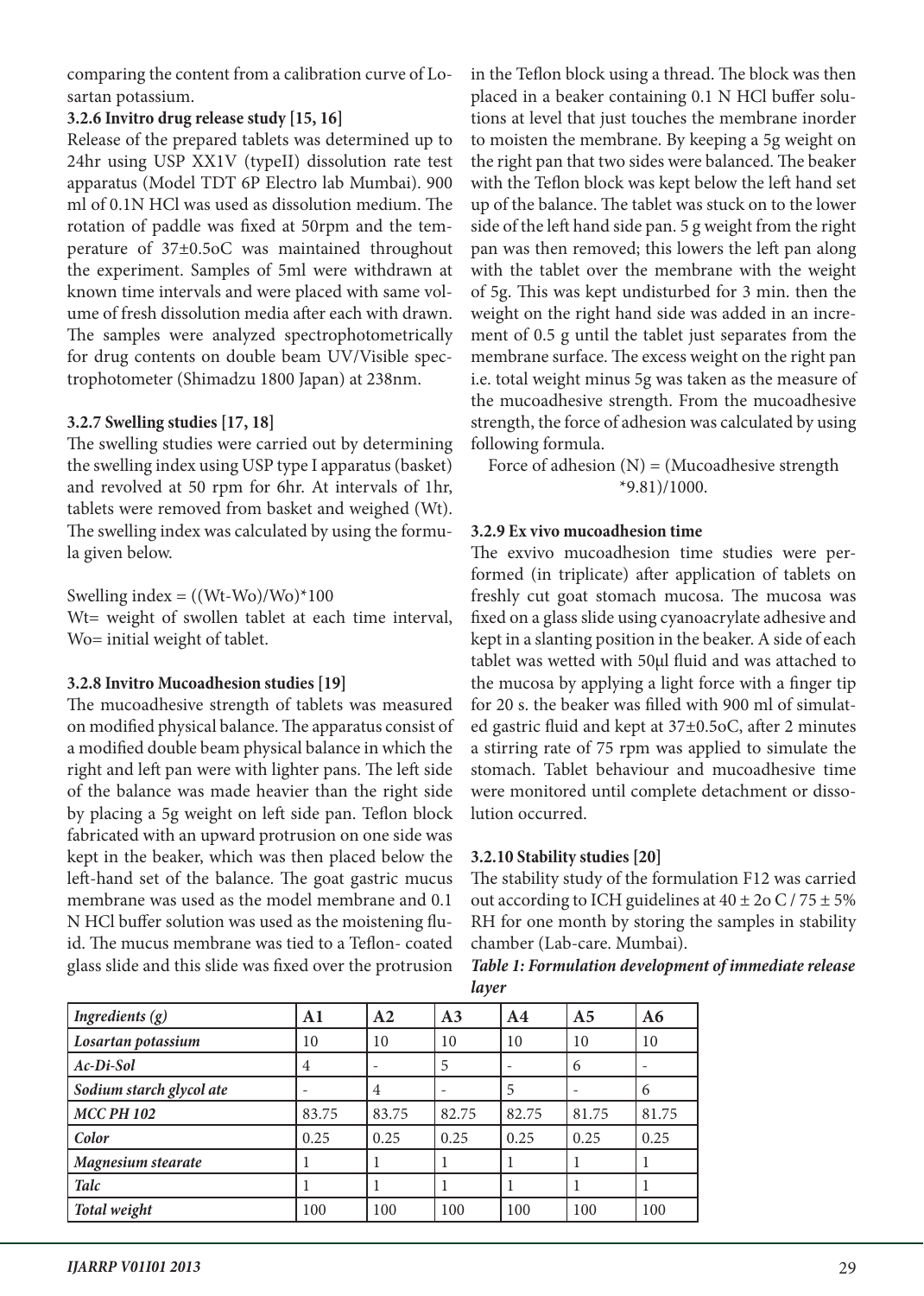comparing the content from a calibration curve of Losartan potassium.

### 3.2.6 Invitro drug release study [15, 16]

Release of the prepared tablets was determined up to 24hr using USP XX1V (typeII) dissolution rate test apparatus (Model TDT 6P Electro lab Mumbai). 900 ml of 0.1N HCl was used as dissolution medium. The rotation of paddle was fixed at 50rpm and the temperature of 37±0.5oC was maintained throughout the experiment. Samples of 5ml were withdrawn at known time intervals and were placed with same volume of fresh dissolution media after each with drawn. The samples were analyzed spectrophotometrically for drug contents on double beam UV/Visible spectrophotometer (Shimadzu 1800 Japan) at 238nm.

### 3.2.7 Swelling studies [17, 18]

The swelling studies were carried out by determining the swelling index using USP type I apparatus (basket) and revolved at 50 rpm for 6hr. At intervals of 1hr, tablets were removed from basket and weighed (Wt). The swelling index was calculated by using the formula given below.

$$\text{Swelling index} = ((W_t - W_o)/W_o) * 100$$

Wt= weight of swollen tablet at each time interval, Wo= initial weight of tablet.

### 3.2.8 Invitro Mucoadhesion studies [19]

The mucoadhesive strength of tablets was measured on modified physical balance. The apparatus consist of a modified double beam physical balance in which the right and left pan were with lighter pans. The left side of the balance was made heavier than the right side by placing a 5g weight on left side pan. Teflon block fabricated with an upward protrusion on one side was kept in the beaker, which was then placed below the left-hand set of the balance. The goat gastric mucus membrane was used as the model membrane and 0.1 N HCl buffer solution was used as the moistening fluid. The mucus membrane was tied to a Teflon- coated glass slide and this slide was fixed over the protrusion in the Teflon block using a thread. The block was then placed in a beaker containing 0.1 N HCl buffer solutions at level that just touches the membrane inorder to moisten the membrane. By keeping a 5g weight on the right pan that two sides were balanced. The beaker with the Teflon block was kept below the left hand set up of the balance. The tablet was stuck on to the lower side of the left hand side pan. 5 g weight from the right pan was then removed; this lowers the left pan along with the tablet over the membrane with the weight of 5g. This was kept undisturbed for 3 min. then the weight on the right hand side was added in an increment of 0.5 g until the tablet just separates from the membrane surface. The excess weight on the right pan i.e. total weight minus 5g was taken as the measure of the mucoadhesive strength. From the mucoadhesive strength, the force of adhesion was calculated by using following formula.

$$\text{Force of adhesion (N)} = (\text{Mucoadhesive strength} * 9.81)/1000.$$

### 3.2.9 Ex vivo mucoadhesion time

The exvivo mucoadhesion time studies were performed (in triplicate) after application of tablets on freshly cut goat stomach mucosa. The mucosa was fixed on a glass slide using cyanoacrylate adhesive and kept in a slanting position in the beaker. A side of each tablet was wetted with 50μl fluid and was attached to the mucosa by applying a light force with a finger tip for 20 s. the beaker was filled with 900 ml of simulated gastric fluid and kept at 37±0.5oC, after 2 minutes a stirring rate of 75 rpm was applied to simulate the stomach. Tablet behaviour and mucoadhesive time were monitored until complete detachment or dissolution occurred.

### 3.2.10 Stability studies [20]

The stability study of the formulation F12 was carried out according to ICH guidelines at 40 ± 2o C / 75 ± 5% RH for one month by storing the samples in stability chamber (Lab-care. Mumbai).

***Table 1: Formulation development of immediate release layer***

| *Ingredients (g)* | A1 | A2 | A3 | A4 | A5 | A6 |
|---|---|---|---|---|---|---|
| *Losartan potassium* | 10 | 10 | 10 | 10 | 10 | 10 |
| *Ac-Di-Sol* | 4 | - | 5 | - | 6 | - |
| *Sodium starch glycol ate* | - | 4 | - | 5 | - | 6 |
| *MCC PH 102* | 83.75 | 83.75 | 82.75 | 82.75 | 81.75 | 81.75 |
| *Color* | 0.25 | 0.25 | 0.25 | 0.25 | 0.25 | 0.25 |
| *Magnesium stearate* | 1 | 1 | 1 | 1 | 1 | 1 |
| *Talc* | 1 | 1 | 1 | 1 | 1 | 1 |
| *Total weight* | 100 | 100 | 100 | 100 | 100 | 100 |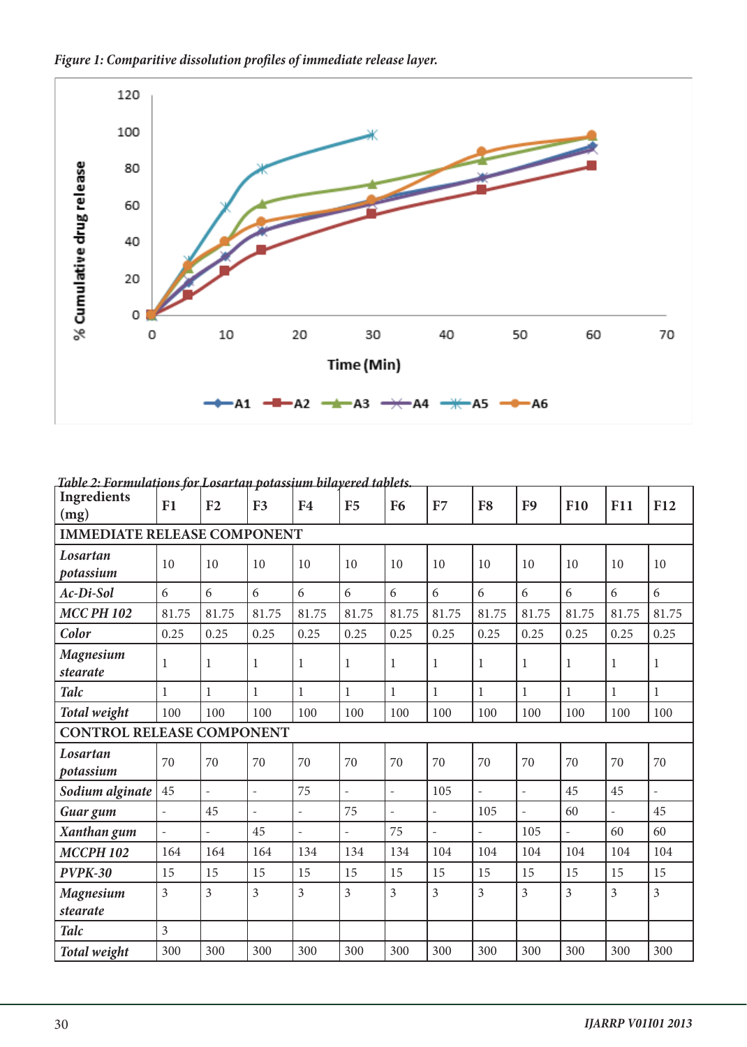*Figure 1: Comparitive dissolution profiles of immediate release layer.*

*Table 2: Formulations for Losartan potassium bilayered tablets.*

| Ingredients (mg) | F1 | F2 | F3 | F4 | F5 | F6 | F7 | F8 | F9 | F10 | F11 | F12 |
|---|---|---|---|---|---|---|---|---|---|---|---|---|
| IMMEDIATE RELEASE COMPONENT | | | | | | | | | | | | |
| *Losartan potassium* | 10 | 10 | 10 | 10 | 10 | 10 | 10 | 10 | 10 | 10 | 10 | 10 |
| *Ac-Di-Sol* | 6 | 6 | 6 | 6 | 6 | 6 | 6 | 6 | 6 | 6 | 6 | 6 |
| *MCC PH 102* | 81.75 | 81.75 | 81.75 | 81.75 | 81.75 | 81.75 | 81.75 | 81.75 | 81.75 | 81.75 | 81.75 | 81.75 |
| *Color* | 0.25 | 0.25 | 0.25 | 0.25 | 0.25 | 0.25 | 0.25 | 0.25 | 0.25 | 0.25 | 0.25 | 0.25 |
| *Magnesium stearate* | 1 | 1 | 1 | 1 | 1 | 1 | 1 | 1 | 1 | 1 | 1 | 1 |
| *Talc* | 1 | 1 | 1 | 1 | 1 | 1 | 1 | 1 | 1 | 1 | 1 | 1 |
| *Total weight* | 100 | 100 | 100 | 100 | 100 | 100 | 100 | 100 | 100 | 100 | 100 | 100 |
| CONTROL RELEASE COMPONENT | | | | | | | | | | | | |
| *Losartan potassium* | 70 | 70 | 70 | 70 | 70 | 70 | 70 | 70 | 70 | 70 | 70 | 70 |
| *Sodium alginate* | 45 | - | - | 75 | - | - | 105 | - | - | 45 | 45 | - |
| *Guar gum* | - | 45 | - | - | 75 | - | - | 105 | - | 60 | - | 45 |
| *Xanthan gum* | - | - | 45 | - | - | 75 | - | - | 105 | - | 60 | 60 |
| *MCCPH 102* | 164 | 164 | 164 | 134 | 134 | 134 | 104 | 104 | 104 | 104 | 104 | 104 |
| *PVPK-30* | 15 | 15 | 15 | 15 | 15 | 15 | 15 | 15 | 15 | 15 | 15 | 15 |
| *Magnesium stearate* | 3 | 3 | 3 | 3 | 3 | 3 | 3 | 3 | 3 | 3 | 3 | 3 |
| *Talc* | 3 | | | | | | | | | | | |
| *Total weight* | 300 | 300 | 300 | 300 | 300 | 300 | 300 | 300 | 300 | 300 | 300 | 300 |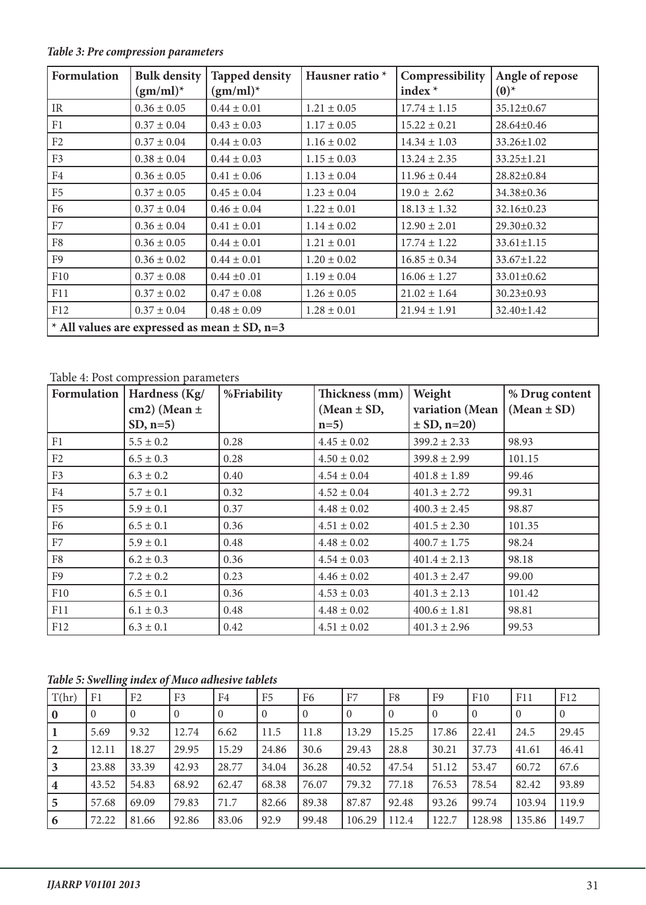*Table 3: Pre compression parameters*

| Formulation | Bulk density (gm/ml)* | Tapped density (gm/ml)* | Hausner ratio * | Compressibility index * | Angle of repose (θ)* |
|---|---|---|---|---|---|
| IR | 0.36 ± 0.05 | 0.44 ± 0.01 | 1.21 ± 0.05 | 17.74 ± 1.15 | 35.12±0.67 |
| F1 | 0.37 ± 0.04 | 0.43 ± 0.03 | 1.17 ± 0.05 | 15.22 ± 0.21 | 28.64±0.46 |
| F2 | 0.37 ± 0.04 | 0.44 ± 0.03 | 1.16 ± 0.02 | 14.34 ± 1.03 | 33.26±1.02 |
| F3 | 0.38 ± 0.04 | 0.44 ± 0.03 | 1.15 ± 0.03 | 13.24 ± 2.35 | 33.25±1.21 |
| F4 | 0.36 ± 0.05 | 0.41 ± 0.06 | 1.13 ± 0.04 | 11.96 ± 0.44 | 28.82±0.84 |
| F5 | 0.37 ± 0.05 | 0.45 ± 0.04 | 1.23 ± 0.04 | 19.0 ± 2.62 | 34.38±0.36 |
| F6 | 0.37 ± 0.04 | 0.46 ± 0.04 | 1.22 ± 0.01 | 18.13 ± 1.32 | 32.16±0.23 |
| F7 | 0.36 ± 0.04 | 0.41 ± 0.01 | 1.14 ± 0.02 | 12.90 ± 2.01 | 29.30±0.32 |
| F8 | 0.36 ± 0.05 | 0.44 ± 0.01 | 1.21 ± 0.01 | 17.74 ± 1.22 | 33.61±1.15 |
| F9 | 0.36 ± 0.02 | 0.44 ± 0.01 | 1.20 ± 0.02 | 16.85 ± 0.34 | 33.67±1.22 |
| F10 | 0.37 ± 0.08 | 0.44 ±0 .01 | 1.19 ± 0.04 | 16.06 ± 1.27 | 33.01±0.62 |
| F11 | 0.37 ± 0.02 | 0.47 ± 0.08 | 1.26 ± 0.05 | 21.02 ± 1.64 | 30.23±0.93 |
| F12 | 0.37 ± 0.04 | 0.48 ± 0.09 | 1.28 ± 0.01 | 21.94 ± 1.91 | 32.40±1.42 |

**\* All values are expressed as mean ± SD, n=3**

Table 4: Post compression parameters

| Formulation | Hardness (Kg/cm2) (Mean ± SD, n=5) | %Friability | Thickness (mm) (Mean ± SD, n=5) | Weight variation (Mean ± SD, n=20) | % Drug content (Mean ± SD) |
|---|---|---|---|---|---|
| F1 | 5.5 ± 0.2 | 0.28 | 4.45 ± 0.02 | 399.2 ± 2.33 | 98.93 |
| F2 | 6.5 ± 0.3 | 0.28 | 4.50 ± 0.02 | 399.8 ± 2.99 | 101.15 |
| F3 | 6.3 ± 0.2 | 0.40 | 4.54 ± 0.04 | 401.8 ± 1.89 | 99.46 |
| F4 | 5.7 ± 0.1 | 0.32 | 4.52 ± 0.04 | 401.3 ± 2.72 | 99.31 |
| F5 | 5.9 ± 0.1 | 0.37 | 4.48 ± 0.02 | 400.3 ± 2.45 | 98.87 |
| F6 | 6.5 ± 0.1 | 0.36 | 4.51 ± 0.02 | 401.5 ± 2.30 | 101.35 |
| F7 | 5.9 ± 0.1 | 0.48 | 4.48 ± 0.02 | 400.7 ± 1.75 | 98.24 |
| F8 | 6.2 ± 0.3 | 0.36 | 4.54 ± 0.03 | 401.4 ± 2.13 | 98.18 |
| F9 | 7.2 ± 0.2 | 0.23 | 4.46 ± 0.02 | 401.3 ± 2.47 | 99.00 |
| F10 | 6.5 ± 0.1 | 0.36 | 4.53 ± 0.03 | 401.3 ± 2.13 | 101.42 |
| F11 | 6.1 ± 0.3 | 0.48 | 4.48 ± 0.02 | 400.6 ± 1.81 | 98.81 |
| F12 | 6.3 ± 0.1 | 0.42 | 4.51 ± 0.02 | 401.3 ± 2.96 | 99.53 |

*Table 5: Swelling index of Muco adhesive tablets*

| T(hr) | F1 | F2 | F3 | F4 | F5 | F6 | F7 | F8 | F9 | F10 | F11 | F12 |
|---|---|---|---|---|---|---|---|---|---|---|---|---|
| **0** | 0 | 0 | 0 | 0 | 0 | 0 | 0 | 0 | 0 | 0 | 0 | 0 |
| **1** | 5.69 | 9.32 | 12.74 | 6.62 | 11.5 | 11.8 | 13.29 | 15.25 | 17.86 | 22.41 | 24.5 | 29.45 |
| **2** | 12.11 | 18.27 | 29.95 | 15.29 | 24.86 | 30.6 | 29.43 | 28.8 | 30.21 | 37.73 | 41.61 | 46.41 |
| **3** | 23.88 | 33.39 | 42.93 | 28.77 | 34.04 | 36.28 | 40.52 | 47.54 | 51.12 | 53.47 | 60.72 | 67.6 |
| **4** | 43.52 | 54.83 | 68.92 | 62.47 | 68.38 | 76.07 | 79.32 | 77.18 | 76.53 | 78.54 | 82.42 | 93.89 |
| **5** | 57.68 | 69.09 | 79.83 | 71.7 | 82.66 | 89.38 | 87.87 | 92.48 | 93.26 | 99.74 | 103.94 | 119.9 |
| **6** | 72.22 | 81.66 | 92.86 | 83.06 | 92.9 | 99.48 | 106.29 | 112.4 | 122.7 | 128.98 | 135.86 | 149.7 |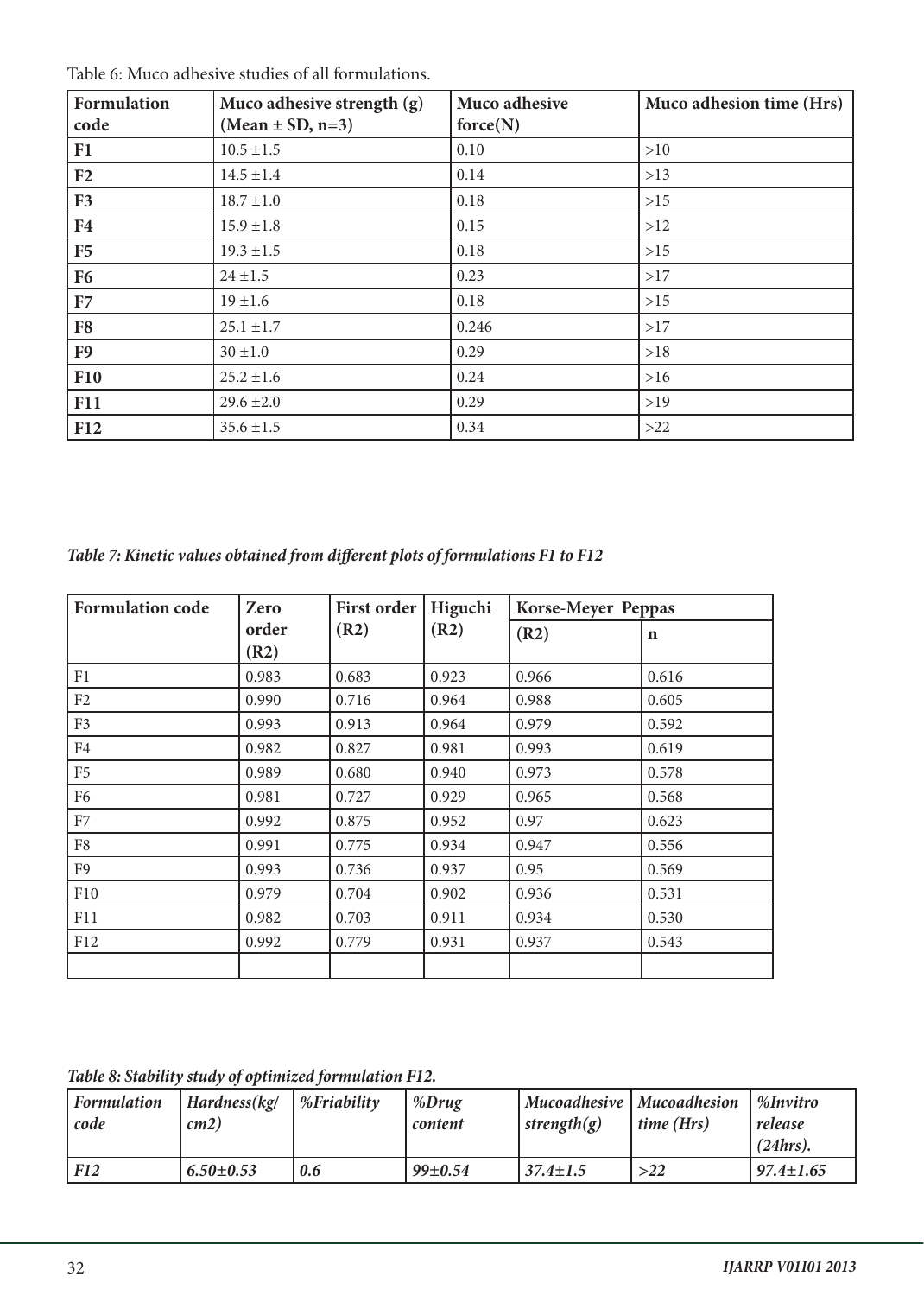Table 6: Muco adhesive studies of all formulations.

| Formulation code | Muco adhesive strength (g) (Mean ± SD, n=3) | Muco adhesive force(N) | Muco adhesion time (Hrs) |
|---|---|---|---|
| **F1** | 10.5 ±1.5 | 0.10 | >10 |
| **F2** | 14.5 ±1.4 | 0.14 | >13 |
| **F3** | 18.7 ±1.0 | 0.18 | >15 |
| **F4** | 15.9 ±1.8 | 0.15 | >12 |
| **F5** | 19.3 ±1.5 | 0.18 | >15 |
| **F6** | 24 ±1.5 | 0.23 | >17 |
| **F7** | 19 ±1.6 | 0.18 | >15 |
| **F8** | 25.1 ±1.7 | 0.246 | >17 |
| **F9** | 30 ±1.0 | 0.29 | >18 |
| **F10** | 25.2 ±1.6 | 0.24 | >16 |
| **F11** | 29.6 ±2.0 | 0.29 | >19 |
| **F12** | 35.6 ±1.5 | 0.34 | >22 |

*Table 7: Kinetic values obtained from different plots of formulations F1 to F12*

| Formulation code | Zero order (R2) | First order (R2) | Higuchi (R2) | Korse-Meyer Peppas | |
|---|---|---|---|---|---|
| | | | | (R2) | n |
| F1 | 0.983 | 0.683 | 0.923 | 0.966 | 0.616 |
| F2 | 0.990 | 0.716 | 0.964 | 0.988 | 0.605 |
| F3 | 0.993 | 0.913 | 0.964 | 0.979 | 0.592 |
| F4 | 0.982 | 0.827 | 0.981 | 0.993 | 0.619 |
| F5 | 0.989 | 0.680 | 0.940 | 0.973 | 0.578 |
| F6 | 0.981 | 0.727 | 0.929 | 0.965 | 0.568 |
| F7 | 0.992 | 0.875 | 0.952 | 0.97 | 0.623 |
| F8 | 0.991 | 0.775 | 0.934 | 0.947 | 0.556 |
| F9 | 0.993 | 0.736 | 0.937 | 0.95 | 0.569 |
| F10 | 0.979 | 0.704 | 0.902 | 0.936 | 0.531 |
| F11 | 0.982 | 0.703 | 0.911 | 0.934 | 0.530 |
| F12 | 0.992 | 0.779 | 0.931 | 0.937 | 0.543 |
| | | | | | |

*Table 8: Stability study of optimized formulation F12.*

| *Formulation code* | *Hardness(kg/cm2)* | *%Friability* | *%Drug content* | *Mucoadhesive strength(g)* | *Mucoadhesion time (Hrs)* | *%Invitro release (24hrs).* |
|---|---|---|---|---|---|---|
| ***F12*** | ***6.50±0.53*** | ***0.6*** | ***99±0.54*** | ***37.4±1.5*** | ***>22*** | ***97.4±1.65*** |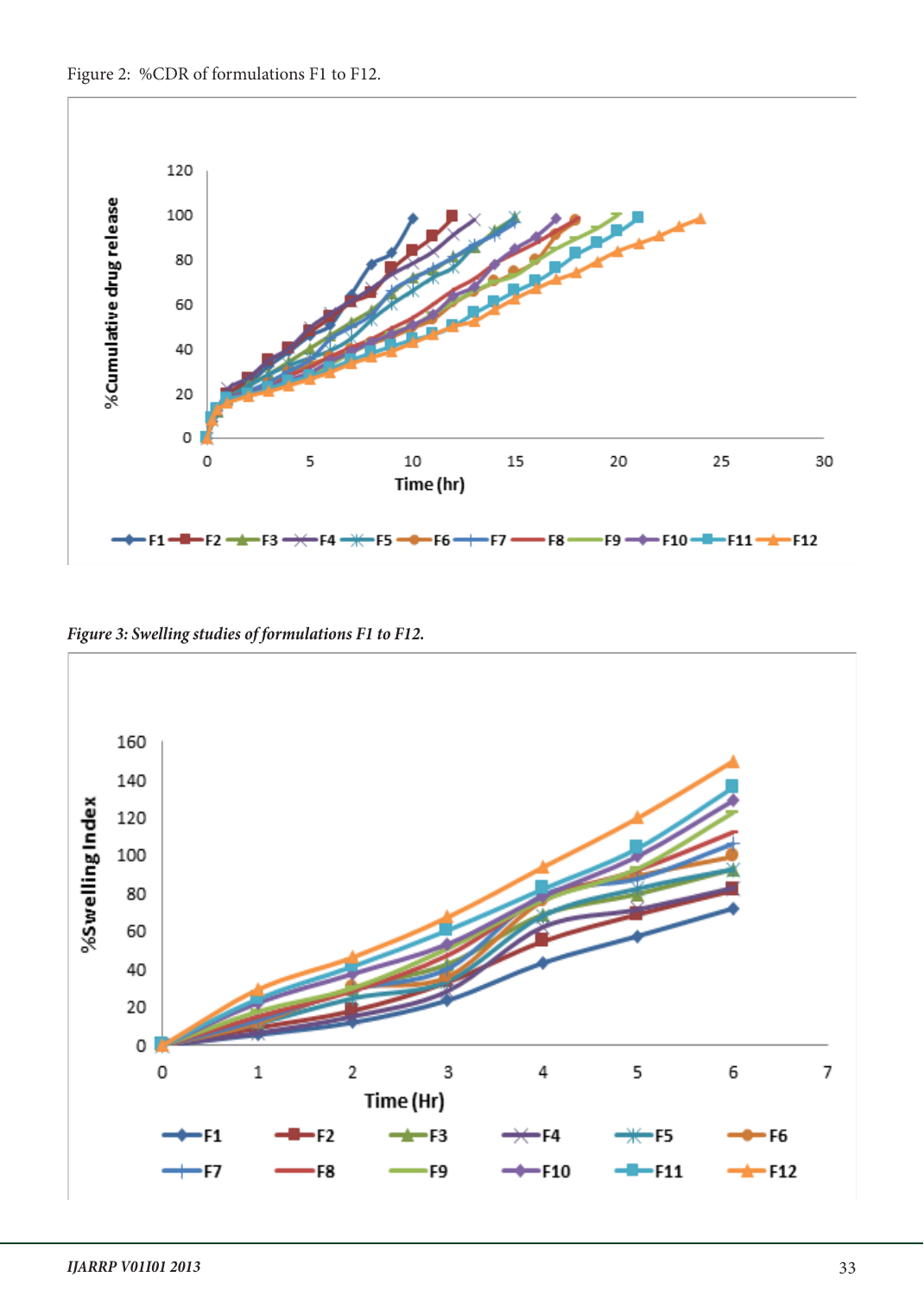Figure 2: %CDR of formulations F1 to F12.

*Figure 3: Swelling studies of formulations F1 to F12.*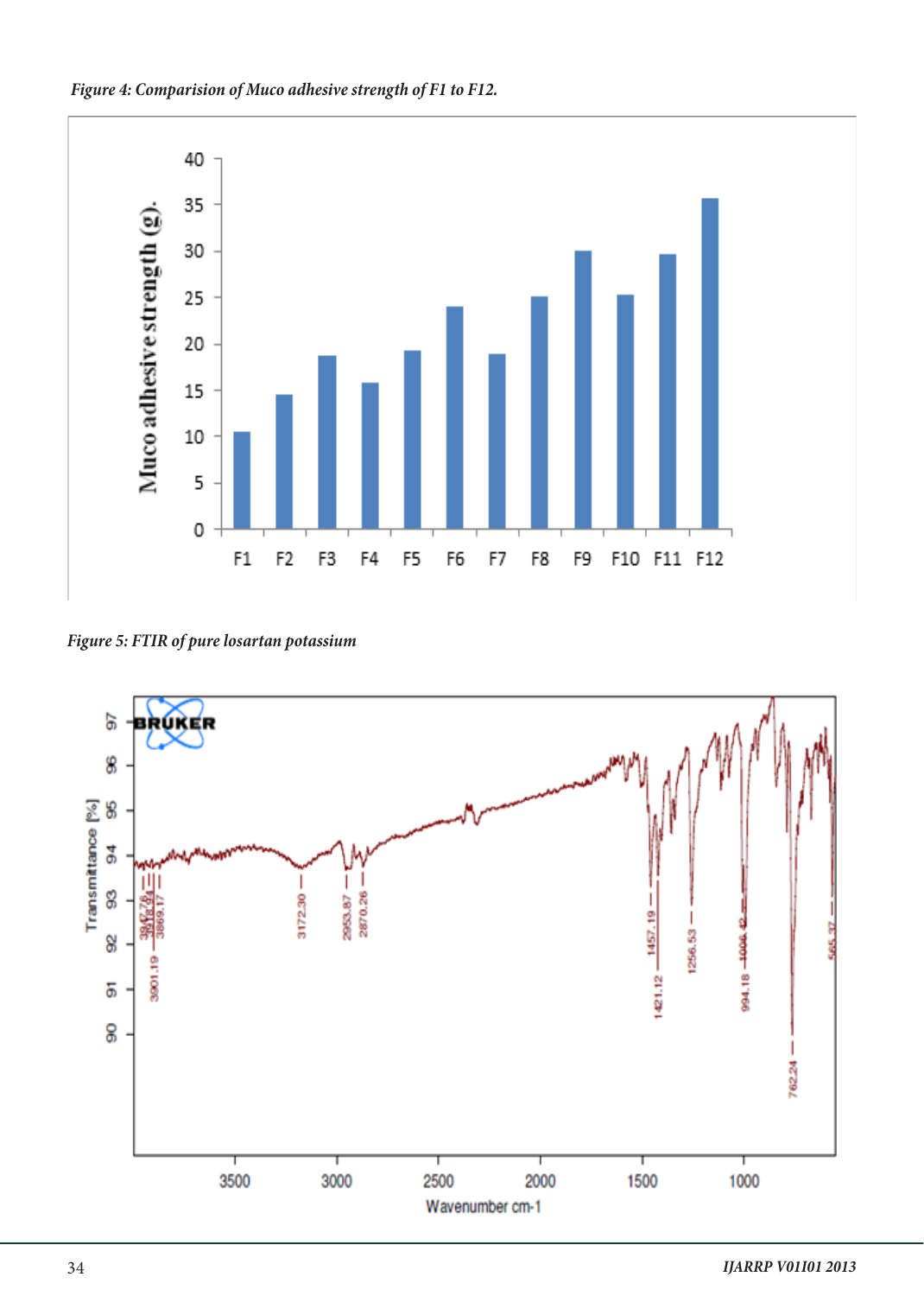*Figure 4: Comparision of Muco adhesive strength of F1 to F12.*

*Figure 5: FTIR of pure losartan potassium*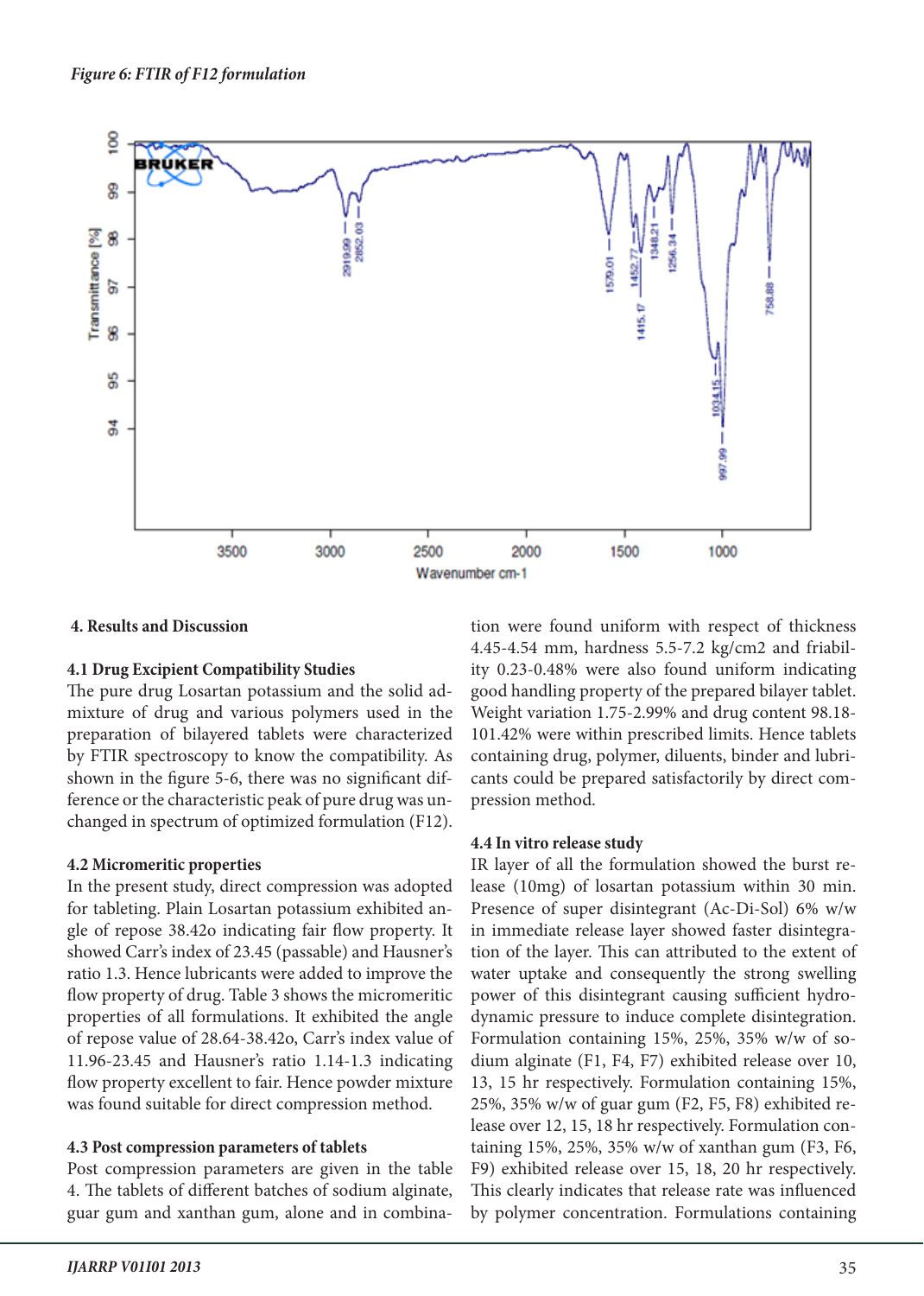*Figure 6: FTIR of F12 formulation*

## 4. Results and Discussion

### 4.1 Drug Excipient Compatibility Studies

The pure drug Losartan potassium and the solid admixture of drug and various polymers used in the preparation of bilayered tablets were characterized by FTIR spectroscopy to know the compatibility. As shown in the figure 5-6, there was no significant difference or the characteristic peak of pure drug was unchanged in spectrum of optimized formulation (F12).

### 4.2 Micromeritic properties

In the present study, direct compression was adopted for tableting. Plain Losartan potassium exhibited angle of repose 38.42o indicating fair flow property. It showed Carr's index of 23.45 (passable) and Hausner's ratio 1.3. Hence lubricants were added to improve the flow property of drug. Table 3 shows the micromeritic properties of all formulations. It exhibited the angle of repose value of 28.64-38.42o, Carr's index value of 11.96-23.45 and Hausner's ratio 1.14-1.3 indicating flow property excellent to fair. Hence powder mixture was found suitable for direct compression method.

### 4.3 Post compression parameters of tablets

Post compression parameters are given in the table 4. The tablets of different batches of sodium alginate, guar gum and xanthan gum, alone and in combination were found uniform with respect of thickness 4.45-4.54 mm, hardness 5.5-7.2 kg/cm2 and friability 0.23-0.48% were also found uniform indicating good handling property of the prepared bilayer tablet. Weight variation 1.75-2.99% and drug content 98.18-101.42% were within prescribed limits. Hence tablets containing drug, polymer, diluents, binder and lubricants could be prepared satisfactorily by direct compression method.

### 4.4 In vitro release study

IR layer of all the formulation showed the burst release (10mg) of losartan potassium within 30 min. Presence of super disintegrant (Ac-Di-Sol) 6% w/w in immediate release layer showed faster disintegration of the layer. This can attributed to the extent of water uptake and consequently the strong swelling power of this disintegrant causing sufficient hydrodynamic pressure to induce complete disintegration. Formulation containing 15%, 25%, 35% w/w of sodium alginate (F1, F4, F7) exhibited release over 10, 13, 15 hr respectively. Formulation containing 15%, 25%, 35% w/w of guar gum (F2, F5, F8) exhibited release over 12, 15, 18 hr respectively. Formulation containing 15%, 25%, 35% w/w of xanthan gum (F3, F6, F9) exhibited release over 15, 18, 20 hr respectively. This clearly indicates that release rate was influenced by polymer concentration. Formulations containing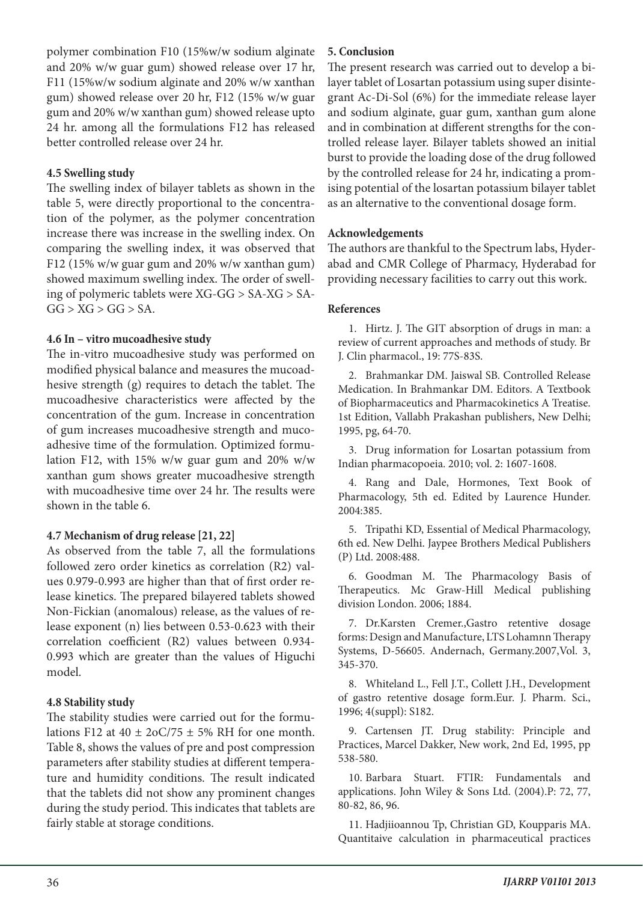polymer combination F10 (15%w/w sodium alginate and 20% w/w guar gum) showed release over 17 hr, F11 (15%w/w sodium alginate and 20% w/w xanthan gum) showed release over 20 hr, F12 (15% w/w guar gum and 20% w/w xanthan gum) showed release upto 24 hr. among all the formulations F12 has released better controlled release over 24 hr.

### 4.5 Swelling study

The swelling index of bilayer tablets as shown in the table 5, were directly proportional to the concentration of the polymer, as the polymer concentration increase there was increase in the swelling index. On comparing the swelling index, it was observed that F12 (15% w/w guar gum and 20% w/w xanthan gum) showed maximum swelling index. The order of swelling of polymeric tablets were XG-GG > SA-XG > SA-GG > XG > GG > SA.

### 4.6 In – vitro mucoadhesive study

The in-vitro mucoadhesive study was performed on modified physical balance and measures the mucoadhesive strength (g) requires to detach the tablet. The mucoadhesive characteristics were affected by the concentration of the gum. Increase in concentration of gum increases mucoadhesive strength and mucoadhesive time of the formulation. Optimized formulation F12, with 15% w/w guar gum and 20% w/w xanthan gum shows greater mucoadhesive strength with mucoadhesive time over 24 hr. The results were shown in the table 6.

### 4.7 Mechanism of drug release [21, 22]

As observed from the table 7, all the formulations followed zero order kinetics as correlation ($R^2$) values 0.979-0.993 are higher than that of first order release kinetics. The prepared bilayered tablets showed Non-Fickian (anomalous) release, as the values of release exponent (n) lies between 0.53-0.623 with their correlation coefficient ($R^2$) values between 0.934-0.993 which are greater than the values of Higuchi model.

### 4.8 Stability study

The stability studies were carried out for the formulations F12 at 40 ± 2oC/75 ± 5% RH for one month. Table 8, shows the values of pre and post compression parameters after stability studies at different temperature and humidity conditions. The result indicated that the tablets did not show any prominent changes during the study period. This indicates that tablets are fairly stable at storage conditions.

## 5. Conclusion

The present research was carried out to develop a bilayer tablet of Losartan potassium using super disintegrant Ac-Di-Sol (6%) for the immediate release layer and sodium alginate, guar gum, xanthan gum alone and in combination at different strengths for the controlled release layer. Bilayer tablets showed an initial burst to provide the loading dose of the drug followed by the controlled release for 24 hr, indicating a promising potential of the losartan potassium bilayer tablet as an alternative to the conventional dosage form.

### Acknowledgements

The authors are thankful to the Spectrum labs, Hyderabad and CMR College of Pharmacy, Hyderabad for providing necessary facilities to carry out this work.

### References

1. Hirtz. J. The GIT absorption of drugs in man: a review of current approaches and methods of study. Br J. Clin pharmacol., 19: 77S-83S.

2. Brahmankar DM. Jaiswal SB. Controlled Release Medication. In Brahmankar DM. Editors. A Textbook of Biopharmaceutics and Pharmacokinetics A Treatise. 1st Edition, Vallabh Prakashan publishers, New Delhi; 1995, pg, 64-70.

3. Drug information for Losartan potassium from Indian pharmacopoeia. 2010; vol. 2: 1607-1608.

4. Rang and Dale, Hormones, Text Book of Pharmacology, 5th ed. Edited by Laurence Hunder. 2004:385.

5. Tripathi KD, Essential of Medical Pharmacology, 6th ed. New Delhi. Jaypee Brothers Medical Publishers (P) Ltd. 2008:488.

6. Goodman M. The Pharmacology Basis of Therapeutics. Mc Graw-Hill Medical publishing division London. 2006; 1884.

7. Dr.Karsten Cremer.,Gastro retentive dosage forms: Design and Manufacture, LTS Lohamnn Therapy Systems, D-56605. Andernach, Germany.2007,Vol. 3, 345-370.

8. Whiteland L., Fell J.T., Collett J.H., Development of gastro retentive dosage form.Eur. J. Pharm. Sci., 1996; 4(suppl): S182.

9. Cartensen JT. Drug stability: Principle and Practices, Marcel Dakker, New work, 2nd Ed, 1995, pp 538-580.

10. Barbara Stuart. FTIR: Fundamentals and applications. John Wiley & Sons Ltd. (2004).P: 72, 77, 80-82, 86, 96.

11. Hadjiioannou Tp, Christian GD, Koupparis MA. Quantitaive calculation in pharmaceutical practices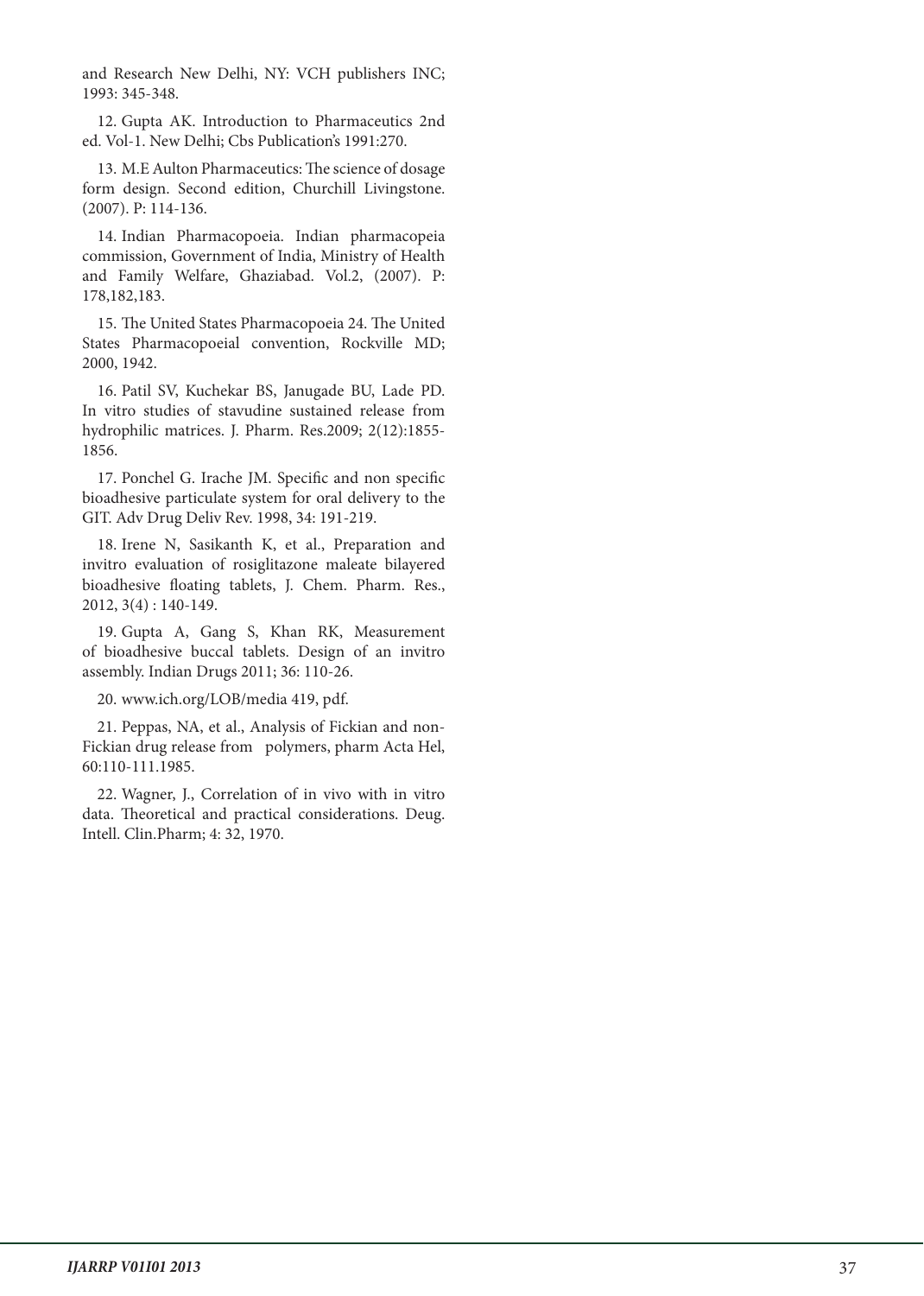and Research New Delhi, NY: VCH publishers INC; 1993: 345-348.

12. Gupta AK. Introduction to Pharmaceutics 2nd ed. Vol-1. New Delhi; Cbs Publication's 1991:270.

13. M.E Aulton Pharmaceutics: The science of dosage form design. Second edition, Churchill Livingstone. (2007). P: 114-136.

14. Indian Pharmacopoeia. Indian pharmacopeia commission, Government of India, Ministry of Health and Family Welfare, Ghaziabad. Vol.2, (2007). P: 178,182,183.

15. The United States Pharmacopoeia 24. The United States Pharmacopoeial convention, Rockville MD; 2000, 1942.

16. Patil SV, Kuchekar BS, Janugade BU, Lade PD. In vitro studies of stavudine sustained release from hydrophilic matrices. J. Pharm. Res.2009; 2(12):1855-1856.

17. Ponchel G. Irache JM. Specific and non specific bioadhesive particulate system for oral delivery to the GIT. Adv Drug Deliv Rev. 1998, 34: 191-219.

18. Irene N, Sasikanth K, et al., Preparation and invitro evaluation of rosiglitazone maleate bilayered bioadhesive floating tablets, J. Chem. Pharm. Res., 2012, 3(4) : 140-149.

19. Gupta A, Gang S, Khan RK, Measurement of bioadhesive buccal tablets. Design of an invitro assembly. Indian Drugs 2011; 36: 110-26.

20. www.ich.org/LOB/media 419, pdf.

21. Peppas, NA, et al., Analysis of Fickian and non-Fickian drug release from polymers, pharm Acta Hel, 60:110-111.1985.

22. Wagner, J., Correlation of in vivo with in vitro data. Theoretical and practical considerations. Deug. Intell. Clin.Pharm; 4: 32, 1970.